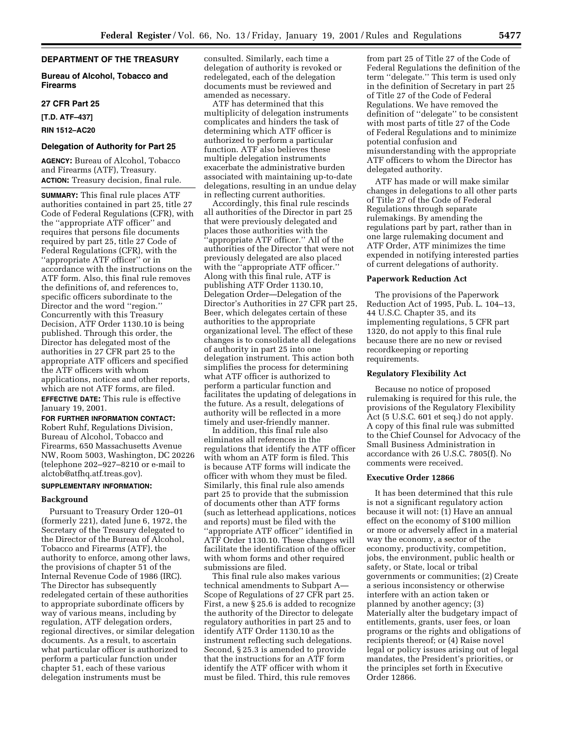## DEPARTMENT OF THE TREASURY

### Bureau of Alcohol, Tobacco and Firearms

### 27 CFR Part 25

**[T.D. ATF–437]**

**RIN 1512–AC20**

### Delegation of Authority for Part 25

**AGENCY:** Bureau of Alcohol, Tobacco and Firearms (ATF), Treasury.

**ACTION:** Treasury decision, final rule.

**SUMMARY:** This final rule places ATF authorities contained in part 25, title 27 Code of Federal Regulations (CFR), with the ''appropriate ATF officer'' and requires that persons file documents required by part 25, title 27 Code of Federal Regulations (CFR), with the ''appropriate ATF officer'' or in accordance with the instructions on the ATF form. Also, this final rule removes the definitions of, and references to, specific officers subordinate to the Director and the word ''region.'' Concurrently with this Treasury Decision, ATF Order 1130.10 is being published. Through this order, the Director has delegated most of the authorities in 27 CFR part 25 to the appropriate ATF officers and specified the ATF officers with whom applications, notices and other reports, which are not ATF forms, are filed.

**EFFECTIVE DATE:** This rule is effective January 19, 2001.

**FOR FURTHER INFORMATION CONTACT:** Robert Ruhf, Regulations Division, Bureau of Alcohol, Tobacco and Firearms, 650 Massachusetts Avenue NW, Room 5003, Washington, DC 20226 (telephone 202–927–8210 or e-mail to alctob@atfhq.atf.treas.gov).

**SUPPLEMENTARY INFORMATION:**

#### Background

Pursuant to Treasury Order 120–01 (formerly 221), dated June 6, 1972, the Secretary of the Treasury delegated to the Director of the Bureau of Alcohol, Tobacco and Firearms (ATF), the authority to enforce, among other laws, the provisions of chapter 51 of the Internal Revenue Code of 1986 (IRC). The Director has subsequently redelegated certain of these authorities to appropriate subordinate officers by way of various means, including by regulation, ATF delegation orders, regional directives, or similar delegation documents. As a result, to ascertain what particular officer is authorized to perform a particular function under chapter 51, each of these various delegation instruments must be consulted. Similarly, each time a delegation of authority is revoked or redelegated, each of the delegation documents must be reviewed and amended as necessary.

ATF has determined that this multiplicity of delegation instruments complicates and hinders the task of determining which ATF officer is authorized to perform a particular function. ATF also believes these multiple delegation instruments exacerbate the administrative burden associated with maintaining up-to-date delegations, resulting in an undue delay in reflecting current authorities.

Accordingly, this final rule rescinds all authorities of the Director in part 25 that were previously delegated and places those authorities with the ''appropriate ATF officer.'' All of the authorities of the Director that were not previously delegated are also placed with the ''appropriate ATF officer.'' Along with this final rule, ATF is publishing ATF Order 1130.10, Delegation Order—Delegation of the Director's Authorities in 27 CFR part 25, Beer, which delegates certain of these authorities to the appropriate organizational level. The effect of these changes is to consolidate all delegations of authority in part 25 into one delegation instrument. This action both simplifies the process for determining what ATF officer is authorized to perform a particular function and facilitates the updating of delegations in the future. As a result, delegations of authority will be reflected in a more timely and user-friendly manner.

In addition, this final rule also eliminates all references in the regulations that identify the ATF officer with whom an ATF form is filed. This is because ATF forms will indicate the officer with whom they must be filed. Similarly, this final rule also amends part 25 to provide that the submission of documents other than ATF forms (such as letterhead applications, notices and reports) must be filed with the ''appropriate ATF officer'' identified in ATF Order 1130.10. These changes will facilitate the identification of the officer with whom forms and other required submissions are filed.

This final rule also makes various technical amendments to Subpart A—Scope of Regulations of 27 CFR part 25. First, a new § 25.6 is added to recognize the authority of the Director to delegate regulatory authorities in part 25 and to identify ATF Order 1130.10 as the instrument reflecting such delegations. Second, § 25.3 is amended to provide that the instructions for an ATF form identify the ATF officer with whom it must be filed. Third, this rule removes from part 25 of Title 27 of the Code of Federal Regulations the definition of the term ''delegate.'' This term is used only in the definition of Secretary in part 25 of Title 27 of the Code of Federal Regulations. We have removed the definition of ''delegate'' to be consistent with most parts of title 27 of the Code of Federal Regulations and to minimize potential confusion and misunderstanding with the appropriate ATF officers to whom the Director has delegated authority.

ATF has made or will make similar changes in delegations to all other parts of Title 27 of the Code of Federal Regulations through separate rulemakings. By amending the regulations part by part, rather than in one large rulemaking document and ATF Order, ATF minimizes the time expended in notifying interested parties of current delegations of authority.

#### Paperwork Reduction Act

The provisions of the Paperwork Reduction Act of 1995, Pub. L. 104–13, 44 U.S.C. Chapter 35, and its implementing regulations, 5 CFR part 1320, do not apply to this final rule because there are no new or revised recordkeeping or reporting requirements.

#### Regulatory Flexibility Act

Because no notice of proposed rulemaking is required for this rule, the provisions of the Regulatory Flexibility Act (5 U.S.C. 601 et seq.) do not apply. A copy of this final rule was submitted to the Chief Counsel for Advocacy of the Small Business Administration in accordance with 26 U.S.C. 7805(f). No comments were received.

#### Executive Order 12866

It has been determined that this rule is not a significant regulatory action because it will not: (1) Have an annual effect on the economy of $100 million or more or adversely affect in a material way the economy, a sector of the economy, productivity, competition, jobs, the environment, public health or safety, or State, local or tribal governments or communities; (2) Create a serious inconsistency or otherwise interfere with an action taken or planned by another agency; (3) Materially alter the budgetary impact of entitlements, grants, user fees, or loan programs or the rights and obligations of recipients thereof; or (4) Raise novel legal or policy issues arising out of legal mandates, the President's priorities, or the principles set forth in Executive Order 12866.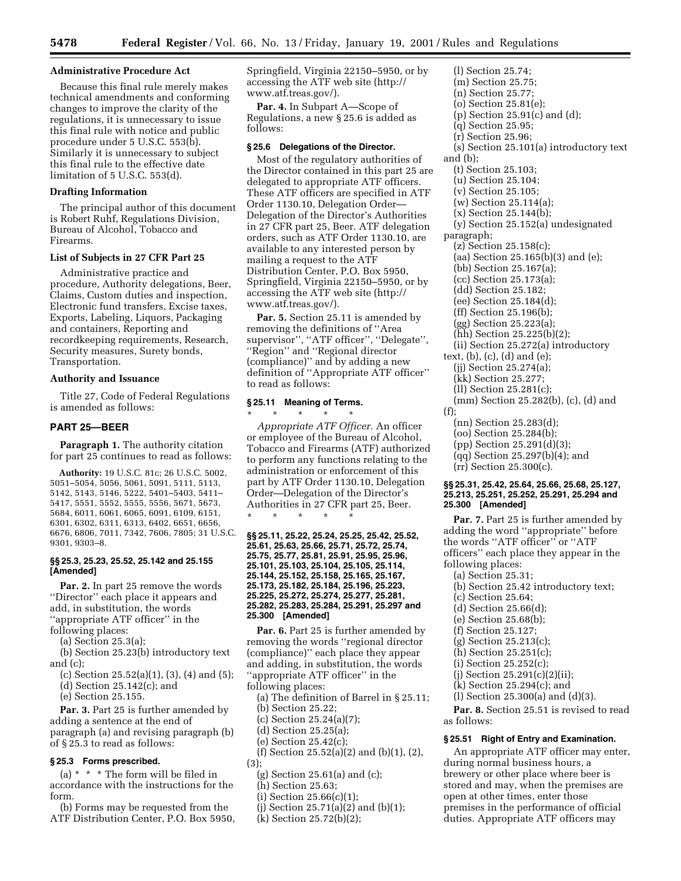### Administrative Procedure Act

Because this final rule merely makes technical amendments and conforming changes to improve the clarity of the regulations, it is unnecessary to issue this final rule with notice and public procedure under 5 U.S.C. 553(b). Similarly it is unnecessary to subject this final rule to the effective date limitation of 5 U.S.C. 553(d).

### Drafting Information

The principal author of this document is Robert Ruhf, Regulations Division, Bureau of Alcohol, Tobacco and Firearms.

### List of Subjects in 27 CFR Part 25

Administrative practice and procedure, Authority delegations, Beer, Claims, Custom duties and inspection, Electronic fund transfers, Excise taxes, Exports, Labeling, Liquors, Packaging and containers, Reporting and recordkeeping requirements, Research, Security measures, Surety bonds, Transportation.

### Authority and Issuance

Title 27, Code of Federal Regulations is amended as follows:

## PART 25—BEER

**Paragraph 1.** The authority citation for part 25 continues to read as follows:

**Authority:** 19 U.S.C. 81c; 26 U.S.C. 5002, 5051–5054, 5056, 5061, 5091, 5111, 5113, 5142, 5143, 5146, 5222, 5401–5403, 5411–5417, 5551, 5552, 5555, 5556, 5671, 5673, 5684, 6011, 6061, 6065, 6091, 6109, 6151, 6301, 6302, 6311, 6313, 6402, 6651, 6656, 6676, 6806, 7011, 7342, 7606, 7805; 31 U.S.C. 9301, 9303–8.

#### §§ 25.3, 25.23, 25.52, 25.142 and 25.155 [Amended]

**Par. 2.** In part 25 remove the words "Director" each place it appears and add, in substitution, the words "appropriate ATF officer" in the following places:

(a) Section 25.3(a);
(b) Section 25.23(b) introductory text and (c);
(c) Section 25.52(a)(1), (3), (4) and (5);
(d) Section 25.142(c); and
(e) Section 25.155.

**Par. 3.** Part 25 is further amended by adding a sentence at the end of paragraph (a) and revising paragraph (b) of § 25.3 to read as follows:

#### § 25.3 Forms prescribed.

(a) * * * The form will be filed in accordance with the instructions for the form.

(b) Forms may be requested from the ATF Distribution Center, P.O. Box 5950, Springfield, Virginia 22150–5950, or by accessing the ATF web site (http://www.atf.treas.gov/).

**Par. 4.** In Subpart A—Scope of Regulations, a new § 25.6 is added as follows:

#### § 25.6 Delegations of the Director.

Most of the regulatory authorities of the Director contained in this part 25 are delegated to appropriate ATF officers. These ATF officers are specified in ATF Order 1130.10, Delegation Order—Delegation of the Director's Authorities in 27 CFR part 25, Beer. ATF delegation orders, such as ATF Order 1130.10, are available to any interested person by mailing a request to the ATF Distribution Center, P.O. Box 5950, Springfield, Virginia 22150–5950, or by accessing the ATF web site (http://www.atf.treas.gov/).

**Par. 5.** Section 25.11 is amended by removing the definitions of "Area supervisor", "ATF officer", "Delegate", "Region" and "Regional director (compliance)" and by adding a new definition of "Appropriate ATF officer" to read as follows:

#### § 25.11 Meaning of Terms.

\* \* \* \* \*

*Appropriate ATF Officer.* An officer or employee of the Bureau of Alcohol, Tobacco and Firearms (ATF) authorized to perform any functions relating to the administration or enforcement of this part by ATF Order 1130.10, Delegation Order—Delegation of the Director's Authorities in 27 CFR part 25, Beer.

\* \* \* \* \*

#### §§ 25.11, 25.22, 25.24, 25.25, 25.42, 25.52, 25.61, 25.63, 25.66, 25.71, 25.72, 25.74, 25.75, 25.77, 25.81, 25.91, 25.95, 25.96, 25.101, 25.103, 25.104, 25.105, 25.114, 25.144, 25.152, 25.158, 25.165, 25.167, 25.173, 25.182, 25.184, 25.196, 25.223, 25.225, 25.272, 25.274, 25.277, 25.281, 25.282, 25.283, 25.284, 25.291, 25.297 and 25.300 [Amended]

**Par. 6.** Part 25 is further amended by removing the words "regional director (compliance)" each place they appear and adding, in substitution, the words "appropriate ATF officer" in the following places:

(a) The definition of Barrel in § 25.11;
(b) Section 25.22;
(c) Section 25.24(a)(7);
(d) Section 25.25(a);
(e) Section 25.42(c);
(f) Section 25.52(a)(2) and (b)(1), (2), (3);
(g) Section 25.61(a) and (c);
(h) Section 25.63;
(i) Section 25.66(c)(1);
(j) Section 25.71(a)(2) and (b)(1);
(k) Section 25.72(b)(2);
(l) Section 25.74;
(m) Section 25.75;
(n) Section 25.77;
(o) Section 25.81(e);
(p) Section 25.91(c) and (d);
(q) Section 25.95;
(r) Section 25.96;
(s) Section 25.101(a) introductory text and (b);
(t) Section 25.103;
(u) Section 25.104;
(v) Section 25.105;
(w) Section 25.114(a);
(x) Section 25.144(b);
(y) Section 25.152(a) undesignated paragraph;
(z) Section 25.158(c);
(aa) Section 25.165(b)(3) and (e);
(bb) Section 25.167(a);
(cc) Section 25.173(a);
(dd) Section 25.182;
(ee) Section 25.184(d);
(ff) Section 25.196(b);
(gg) Section 25.223(a);
(hh) Section 25.225(b)(2);
(ii) Section 25.272(a) introductory text, (b), (c), (d) and (e);
(jj) Section 25.274(a);
(kk) Section 25.277;
(ll) Section 25.281(c);
(mm) Section 25.282(b), (c), (d) and (f);
(nn) Section 25.283(d);
(oo) Section 25.284(b);
(pp) Section 25.291(d)(3);
(qq) Section 25.297(b)(4); and
(rr) Section 25.300(c).

#### §§ 25.31, 25.42, 25.64, 25.66, 25.68, 25.127, 25.213, 25.251, 25.252, 25.291, 25.294 and 25.300 [Amended]

**Par. 7.** Part 25 is further amended by adding the word "appropriate" before the words "ATF officer" or "ATF officers" each place they appear in the following places:

(a) Section 25.31;
(b) Section 25.42 introductory text;
(c) Section 25.64;
(d) Section 25.66(d);
(e) Section 25.68(b);
(f) Section 25.127;
(g) Section 25.213(c);
(h) Section 25.251(c);
(i) Section 25.252(c);
(j) Section 25.291(c)(2)(ii);
(k) Section 25.294(c); and
(l) Section 25.300(a) and (d)(3).

**Par. 8.** Section 25.51 is revised to read as follows:

#### § 25.51 Right of Entry and Examination.

An appropriate ATF officer may enter, during normal business hours, a brewery or other place where beer is stored and may, when the premises are open at other times, enter those premises in the performance of official duties. Appropriate ATF officers may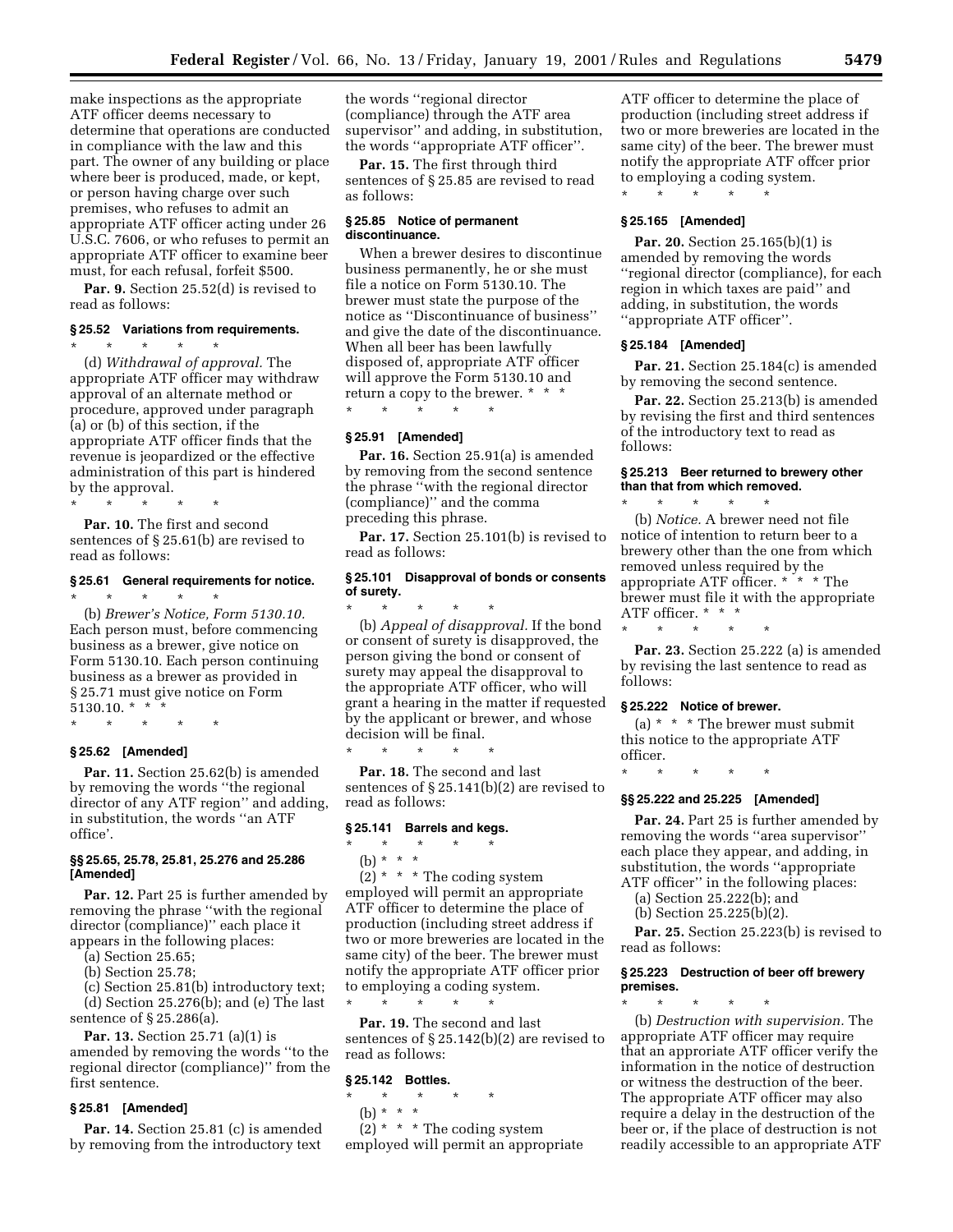make inspections as the appropriate ATF officer deems necessary to determine that operations are conducted in compliance with the law and this part. The owner of any building or place where beer is produced, made, or kept, or person having charge over such premises, who refuses to admit an appropriate ATF officer acting under 26 U.S.C. 7606, or who refuses to permit an appropriate ATF officer to examine beer must, for each refusal, forfeit $500.

**Par. 9.** Section 25.52(d) is revised to read as follows:

**§ 25.52 Variations from requirements.**

\* \* \* \* \*

(d) *Withdrawal of approval.* The appropriate ATF officer may withdraw approval of an alternate method or procedure, approved under paragraph (a) or (b) of this section, if the appropriate ATF officer finds that the revenue is jeopardized or the effective administration of this part is hindered by the approval.

\* \* \* \* \*

**Par. 10.** The first and second sentences of § 25.61(b) are revised to read as follows:

**§ 25.61 General requirements for notice.**

\* \* \* \* \*

(b) *Brewer's Notice, Form 5130.10.* Each person must, before commencing business as a brewer, give notice on Form 5130.10. Each person continuing business as a brewer as provided in § 25.71 must give notice on Form 5130.10. \* \* \*

\* \* \* \* \*

**§ 25.62 [Amended]**

**Par. 11.** Section 25.62(b) is amended by removing the words ''the regional director of any ATF region'' and adding, in substitution, the words ''an ATF office'.

**§§ 25.65, 25.78, 25.81, 25.276 and 25.286 [Amended]**

**Par. 12.** Part 25 is further amended by removing the phrase ''with the regional director (compliance)'' each place it appears in the following places:

(a) Section 25.65;

(b) Section 25.78;

(c) Section 25.81(b) introductory text;

(d) Section 25.276(b); and (e) The last sentence of § 25.286(a).

**Par. 13.** Section 25.71 (a)(1) is amended by removing the words ''to the regional director (compliance)'' from the first sentence.

**§ 25.81 [Amended]**

**Par. 14.** Section 25.81 (c) is amended by removing from the introductory text the words ''regional director (compliance) through the ATF area supervisor'' and adding, in substitution, the words ''appropriate ATF officer''.

**Par. 15.** The first through third sentences of § 25.85 are revised to read as follows:

**§ 25.85 Notice of permanent discontinuance.**

When a brewer desires to discontinue business permanently, he or she must file a notice on Form 5130.10. The brewer must state the purpose of the notice as ''Discontinuance of business'' and give the date of the discontinuance. When all beer has been lawfully disposed of, appropriate ATF officer will approve the Form 5130.10 and return a copy to the brewer. \* \* \*

\* \* \* \* \*

**§ 25.91 [Amended]**

**Par. 16.** Section 25.91(a) is amended by removing from the second sentence the phrase ''with the regional director (compliance)'' and the comma preceding this phrase.

**Par. 17.** Section 25.101(b) is revised to read as follows:

**§ 25.101 Disapproval of bonds or consents of surety.**

\* \* \* \* \*

(b) *Appeal of disapproval.* If the bond or consent of surety is disapproved, the person giving the bond or consent of surety may appeal the disapproval to the appropriate ATF officer, who will grant a hearing in the matter if requested by the applicant or brewer, and whose decision will be final.

\* \* \* \* \*

**Par. 18.** The second and last sentences of § 25.141(b)(2) are revised to read as follows:

**§ 25.141 Barrels and kegs.**

\* \* \* \* \*

(b) \* \* \*

(2) \* \* \* The coding system employed will permit an appropriate ATF officer to determine the place of production (including street address if two or more breweries are located in the same city) of the beer. The brewer must notify the appropriate ATF officer prior to employing a coding system.

\* \* \* \* \*

**Par. 19.** The second and last sentences of § 25.142(b)(2) are revised to read as follows:

**§ 25.142 Bottles.**

\* \* \* \* \*

(b) \* \* \*

(2) \* \* \* The coding system employed will permit an appropriate ATF officer to determine the place of production (including street address if two or more breweries are located in the same city) of the beer. The brewer must notify the appropriate ATF offcer prior to employing a coding system.

\* \* \* \* \*

**§ 25.165 [Amended]**

**Par. 20.** Section 25.165(b)(1) is amended by removing the words ''regional director (compliance), for each region in which taxes are paid'' and adding, in substitution, the words ''appropriate ATF officer''.

**§ 25.184 [Amended]**

**Par. 21.** Section 25.184(c) is amended by removing the second sentence.

**Par. 22.** Section 25.213(b) is amended by revising the first and third sentences of the introductory text to read as follows:

**§ 25.213 Beer returned to brewery other than that from which removed.**

\* \* \* \* \*

(b) *Notice.* A brewer need not file notice of intention to return beer to a brewery other than the one from which removed unless required by the appropriate ATF officer. \* \* \* The brewer must file it with the appropriate ATF officer. \* \* \*

\* \* \* \* \*

**Par. 23.** Section 25.222 (a) is amended by revising the last sentence to read as follows:

**§ 25.222 Notice of brewer.**

(a) \* \* \* The brewer must submit this notice to the appropriate ATF officer.

\* \* \* \* \*

**§§ 25.222 and 25.225 [Amended]**

**Par. 24.** Part 25 is further amended by removing the words ''area supervisor'' each place they appear, and adding, in substitution, the words ''appropriate ATF officer'' in the following places:

(a) Section 25.222(b); and

(b) Section 25.225(b)(2).

**Par. 25.** Section 25.223(b) is revised to read as follows:

**§ 25.223 Destruction of beer off brewery premises.**

\* \* \* \* \*

(b) *Destruction with supervision.* The appropriate ATF officer may require that an approriate ATF officer verify the information in the notice of destruction or witness the destruction of the beer. The appropriate ATF officer may also require a delay in the destruction of the beer or, if the place of destruction is not readily accessible to an appropriate ATF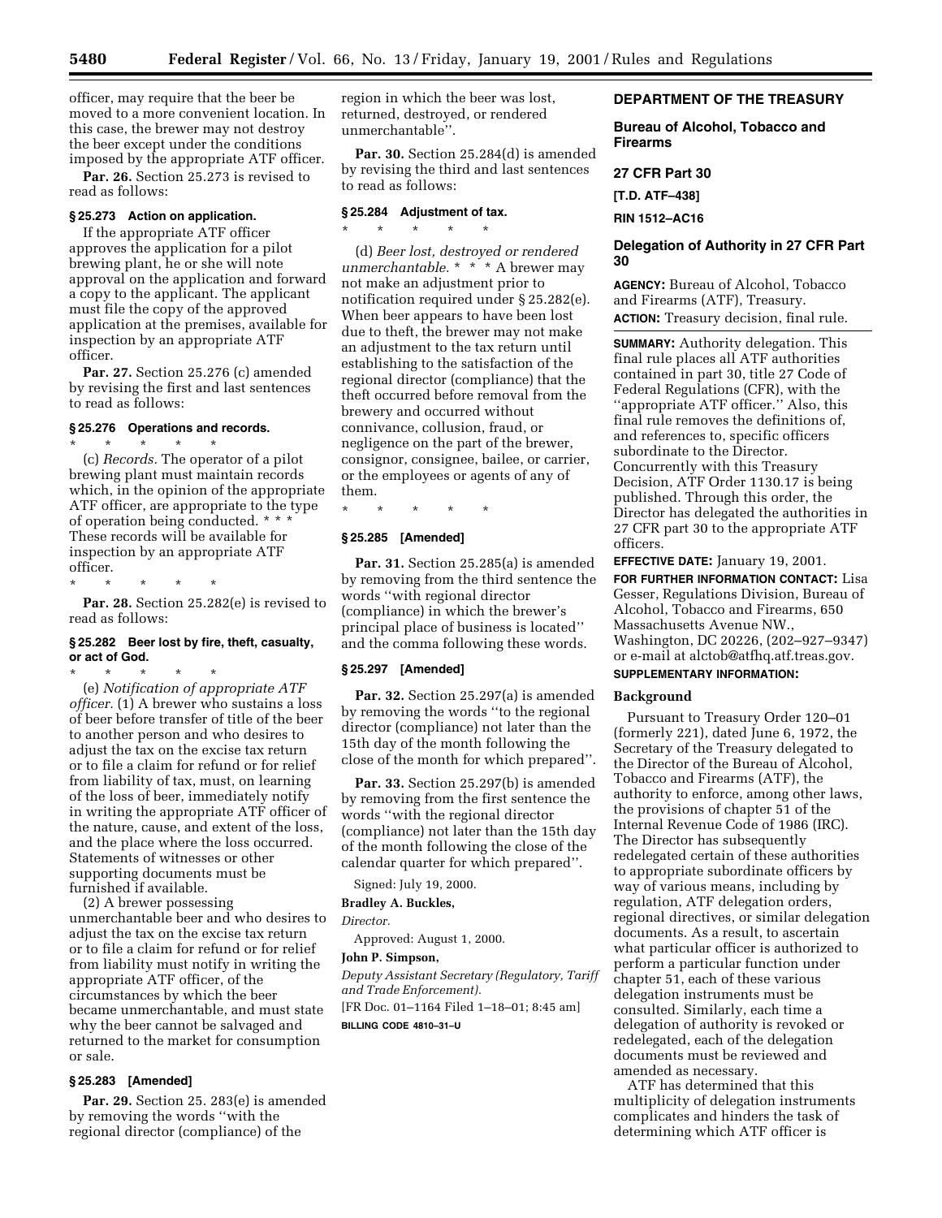officer, may require that the beer be moved to a more convenient location. In this case, the brewer may not destroy the beer except under the conditions imposed by the appropriate ATF officer.

**Par. 26.** Section 25.273 is revised to read as follows:

### § 25.273 Action on application.

If the appropriate ATF officer approves the application for a pilot brewing plant, he or she will note approval on the application and forward a copy to the applicant. The applicant must file the copy of the approved application at the premises, available for inspection by an appropriate ATF officer.

**Par. 27.** Section 25.276 (c) amended by revising the first and last sentences to read as follows:

### § 25.276 Operations and records.

\* \* \* \* \*

(c) *Records.* The operator of a pilot brewing plant must maintain records which, in the opinion of the appropriate ATF officer, are appropriate to the type of operation being conducted. \* \* \* These records will be available for inspection by an appropriate ATF officer.

\* \* \* \* \*

**Par. 28.** Section 25.282(e) is revised to read as follows:

### § 25.282 Beer lost by fire, theft, casualty, or act of God.

\* \* \* \* \*

(e) *Notification of appropriate ATF officer.* (1) A brewer who sustains a loss of beer before transfer of title of the beer to another person and who desires to adjust the tax on the excise tax return or to file a claim for refund or for relief from liability of tax, must, on learning of the loss of beer, immediately notify in writing the appropriate ATF officer of the nature, cause, and extent of the loss, and the place where the loss occurred. Statements of witnesses or other supporting documents must be furnished if available.

(2) A brewer possessing unmerchantable beer and who desires to adjust the tax on the excise tax return or to file a claim for refund or for relief from liability must notify in writing the appropriate ATF officer, of the circumstances by which the beer became unmerchantable, and must state why the beer cannot be salvaged and returned to the market for consumption or sale.

### § 25.283 [Amended]

**Par. 29.** Section 25. 283(e) is amended by removing the words "with the regional director (compliance) of the region in which the beer was lost, returned, destroyed, or rendered unmerchantable".

**Par. 30.** Section 25.284(d) is amended by revising the third and last sentences to read as follows:

### § 25.284 Adjustment of tax.

\* \* \* \* \*

(d) *Beer lost, destroyed or rendered unmerchantable.* \* \* \* A brewer may not make an adjustment prior to notification required under § 25.282(e). When beer appears to have been lost due to theft, the brewer may not make an adjustment to the tax return until establishing to the satisfaction of the regional director (compliance) that the theft occurred before removal from the brewery and occurred without connivance, collusion, fraud, or negligence on the part of the brewer, consignor, consignee, bailee, or carrier, or the employees or agents of any of them.

\* \* \* \* \*

### § 25.285 [Amended]

**Par. 31.** Section 25.285(a) is amended by removing from the third sentence the words "with regional director (compliance) in which the brewer's principal place of business is located" and the comma following these words.

### § 25.297 [Amended]

**Par. 32.** Section 25.297(a) is amended by removing the words "to the regional director (compliance) not later than the 15th day of the month following the close of the month for which prepared".

**Par. 33.** Section 25.297(b) is amended by removing from the first sentence the words "with the regional director (compliance) not later than the 15th day of the month following the close of the calendar quarter for which prepared".

Signed: July 19, 2000.

**Bradley A. Buckles,**

*Director.*

Approved: August 1, 2000.

**John P. Simpson,**

*Deputy Assistant Secretary (Regulatory, Tariff and Trade Enforcement).*

[FR Doc. 01–1164 Filed 1–18–01; 8:45 am]

**BILLING CODE 4810–31–U**

## DEPARTMENT OF THE TREASURY

## Bureau of Alcohol, Tobacco and Firearms

## 27 CFR Part 30

**[T.D. ATF–438]**

**RIN 1512–AC16**

## Delegation of Authority in 27 CFR Part 30

**AGENCY:** Bureau of Alcohol, Tobacco and Firearms (ATF), Treasury.

**ACTION:** Treasury decision, final rule.

**SUMMARY:** Authority delegation. This final rule places all ATF authorities contained in part 30, title 27 Code of Federal Regulations (CFR), with the "appropriate ATF officer." Also, this final rule removes the definitions of, and references to, specific officers subordinate to the Director. Concurrently with this Treasury Decision, ATF Order 1130.17 is being published. Through this order, the Director has delegated the authorities in 27 CFR part 30 to the appropriate ATF officers.

**EFFECTIVE DATE:** January 19, 2001.

**FOR FURTHER INFORMATION CONTACT:** Lisa Gesser, Regulations Division, Bureau of Alcohol, Tobacco and Firearms, 650 Massachusetts Avenue NW., Washington, DC 20226, (202–927–9347) or e-mail at alctob@atfhq.atf.treas.gov.

**SUPPLEMENTARY INFORMATION:**

### Background

Pursuant to Treasury Order 120–01 (formerly 221), dated June 6, 1972, the Secretary of the Treasury delegated to the Director of the Bureau of Alcohol, Tobacco and Firearms (ATF), the authority to enforce, among other laws, the provisions of chapter 51 of the Internal Revenue Code of 1986 (IRC). The Director has subsequently redelegated certain of these authorities to appropriate subordinate officers by way of various means, including by regulation, ATF delegation orders, regional directives, or similar delegation documents. As a result, to ascertain what particular officer is authorized to perform a particular function under chapter 51, each of these various delegation instruments must be consulted. Similarly, each time a delegation of authority is revoked or redelegated, each of the delegation documents must be reviewed and amended as necessary.

ATF has determined that this multiplicity of delegation instruments complicates and hinders the task of determining which ATF officer is